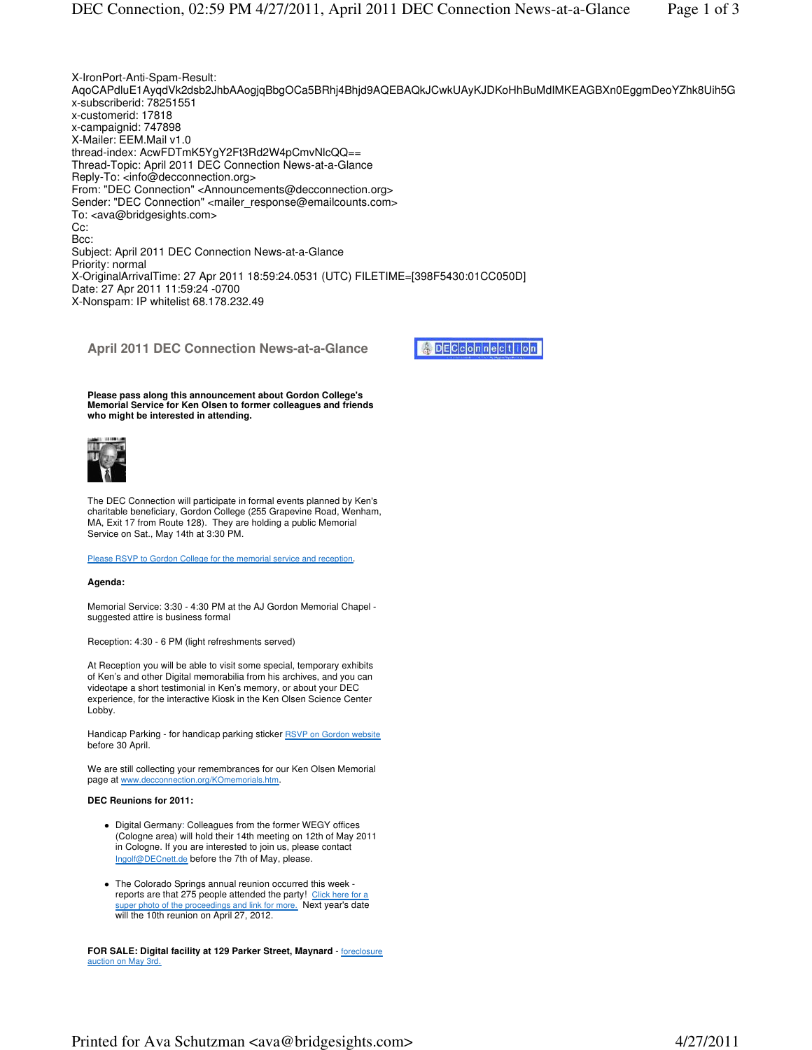X-IronPort-Anti-Spam-Result: AqoCAPdluE1AyqdVk2dsb2JhbAAogjqBbgOCa5BRhj4Bhjd9AQEBAQkJCwkUAyKJDKoHhBuMdIMKEAGBXn0EggmDeoYZhk8Uih5G
x-subscriberid: 78251551
x-customerid: 17818
x-campaignid: 747898
X-Mailer: EEM.Mail v1.0
thread-index: AcwFDTmK5YgY2Ft3Rd2W4pCmvNlcQQ==
Thread-Topic: April 2011 DEC Connection News-at-a-Glance
Reply-To: <info@decconnection.org>
From: "DEC Connection" <Announcements@decconnection.org>
Sender: "DEC Connection" <mailer_response@emailcounts.com>
To: <ava@bridgesights.com>
Cc:
Bcc:
Subject: April 2011 DEC Connection News-at-a-Glance
Priority: normal
X-OriginalArrivalTime: 27 Apr 2011 18:59:24.0531 (UTC) FILETIME=[398F5430:01CC050D]
Date: 27 Apr 2011 11:59:24 -0700
X-Nonspam: IP whitelist 68.178.232.49

## April 2011 DEC Connection News-at-a-Glance

**Please pass along this announcement about Gordon College's Memorial Service for Ken Olsen to former colleagues and friends who might be interested in attending.**

The DEC Connection will participate in formal events planned by Ken's charitable beneficiary, Gordon College (255 Grapevine Road, Wenham, MA, Exit 17 from Route 128). They are holding a public Memorial Service on Sat., May 14th at 3:30 PM.

Please RSVP to Gordon College for the memorial service and reception.

**Agenda:**

Memorial Service: 3:30 - 4:30 PM at the AJ Gordon Memorial Chapel - suggested attire is business formal

Reception: 4:30 - 6 PM (light refreshments served)

At Reception you will be able to visit some special, temporary exhibits of Ken's and other Digital memorabilia from his archives, and you can videotape a short testimonial in Ken's memory, or about your DEC experience, for the interactive Kiosk in the Ken Olsen Science Center Lobby.

Handicap Parking - for handicap parking sticker RSVP on Gordon website before 30 April.

We are still collecting your remembrances for our Ken Olsen Memorial page at www.decconnection.org/KOmemorials.htm.

**DEC Reunions for 2011:**

- Digital Germany: Colleagues from the former WEGY offices (Cologne area) will hold their 14th meeting on 12th of May 2011 in Cologne. If you are interested to join us, please contact Ingolf@DECnett.de before the 7th of May, please.

- The Colorado Springs annual reunion occurred this week - reports are that 275 people attended the party! Click here for a super photo of the proceedings and link for more. Next year's date will the 10th reunion on April 27, 2012.

**FOR SALE: Digital facility at 129 Parker Street, Maynard** - foreclosure auction on May 3rd.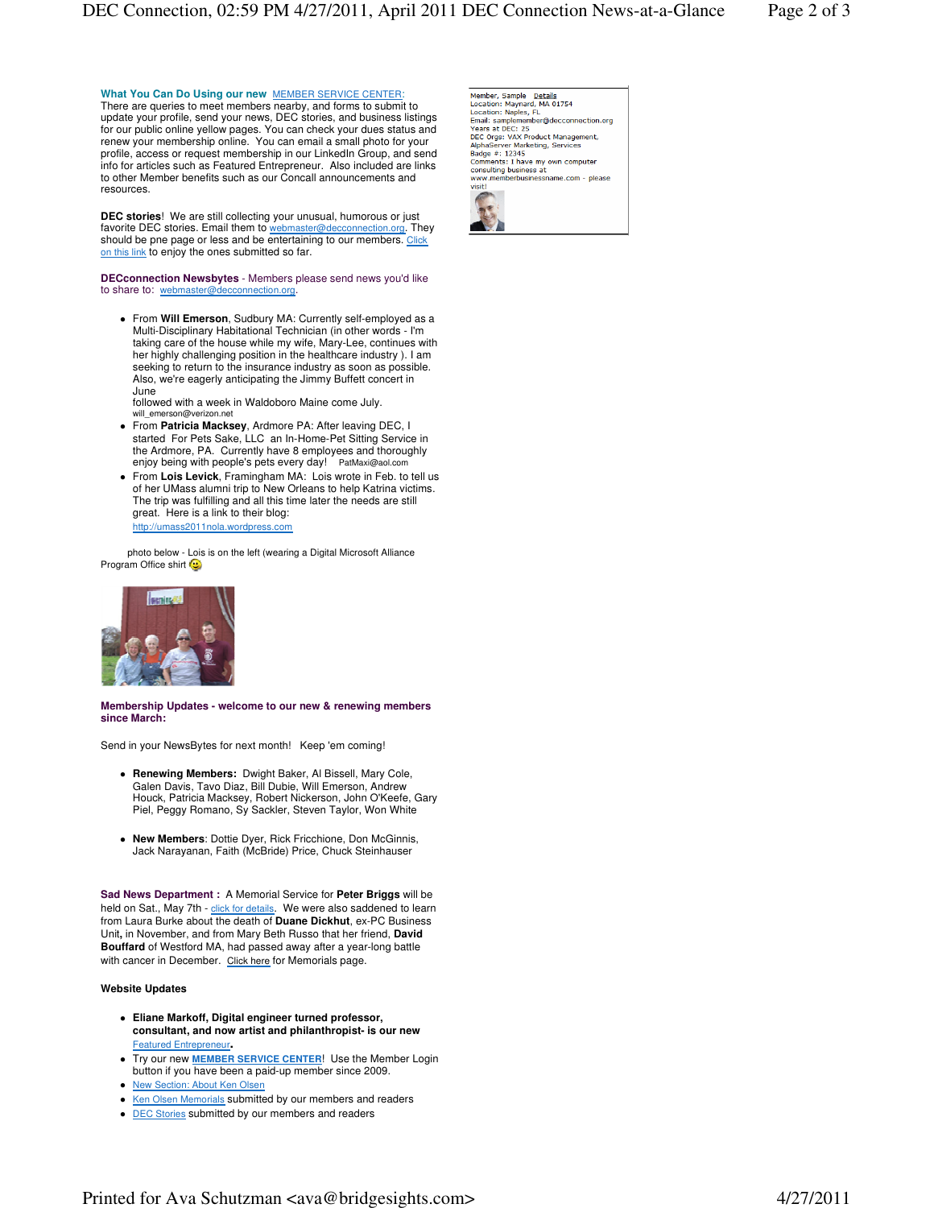**What You Can Do Using our new** MEMBER SERVICE CENTER:
There are queries to meet members nearby, and forms to submit to update your profile, send your news, DEC stories, and business listings for our public online yellow pages. You can check your dues status and renew your membership online. You can email a small photo for your profile, access or request membership in our LinkedIn Group, and send info for articles such as Featured Entrepreneur. Also included are links to other Member benefits such as our Concall announcements and resources.

Member, Sample Details
Location: Maynard, MA 01754
Location: Naples, FL
Email: samplemember@decconnection.org
Years at DEC: 25
DEC Orgs: VAX Product Management, AlphaServer Marketing, Services
Badge #: 12345
Comments: I have my own computer consulting business at www.memberbusinessname.com - please visit!

**DEC stories**! We are still collecting your unusual, humorous or just favorite DEC stories. Email them to webmaster@decconnection.org. They should be pne page or less and be entertaining to our members. Click on this link to enjoy the ones submitted so far.

**DECconnection Newsbytes** - Members please send news you'd like to share to: webmaster@decconnection.org.

- From **Will Emerson**, Sudbury MA: Currently self-employed as a Multi-Disciplinary Habitational Technician (in other words - I'm taking care of the house while my wife, Mary-Lee, continues with her highly challenging position in the healthcare industry ). I am seeking to return to the insurance industry as soon as possible. Also, we're eagerly anticipating the Jimmy Buffett concert in June
  followed with a week in Waldoboro Maine come July.
  will_emerson@verizon.net
- From **Patricia Macksey**, Ardmore PA: After leaving DEC, I started For Pets Sake, LLC an In-Home-Pet Sitting Service in the Ardmore, PA. Currently have 8 employees and thoroughly enjoy being with people's pets every day! PatMaxi@aol.com
- From **Lois Levick**, Framingham MA: Lois wrote in Feb. to tell us of her UMass alumni trip to New Orleans to help Katrina victims. The trip was fulfilling and all this time later the needs are still great. Here is a link to their blog: http://umass2011nola.wordpress.com

photo below - Lois is on the left (wearing a Digital Microsoft Alliance Program Office shirt ☺

**Membership Updates - welcome to our new & renewing members since March:**

Send in your NewsBytes for next month! Keep 'em coming!

- **Renewing Members:** Dwight Baker, Al Bissell, Mary Cole, Galen Davis, Tavo Diaz, Bill Dubie, Will Emerson, Andrew Houck, Patricia Macksey, Robert Nickerson, John O'Keefe, Gary Piel, Peggy Romano, Sy Sackler, Steven Taylor, Won White

- **New Members**: Dottie Dyer, Rick Fricchione, Don McGinnis, Jack Narayanan, Faith (McBride) Price, Chuck Steinhauser

**Sad News Department :** A Memorial Service for **Peter Briggs** will be held on Sat., May 7th - click for details. We were also saddened to learn from Laura Burke about the death of **Duane Dickhut**, ex-PC Business Unit, in November, and from Mary Beth Russo that her friend, **David Bouffard** of Westford MA, had passed away after a year-long battle with cancer in December. Click here for Memorials page.

**Website Updates**

- **Eliane Markoff, Digital engineer turned professor, consultant, and now artist and philanthropist- is our new** Featured Entrepreneur**.**
- Try our new **MEMBER SERVICE CENTER**! Use the Member Login button if you have been a paid-up member since 2009.
- New Section: About Ken Olsen
- Ken Olsen Memorials submitted by our members and readers
- DEC Stories submitted by our members and readers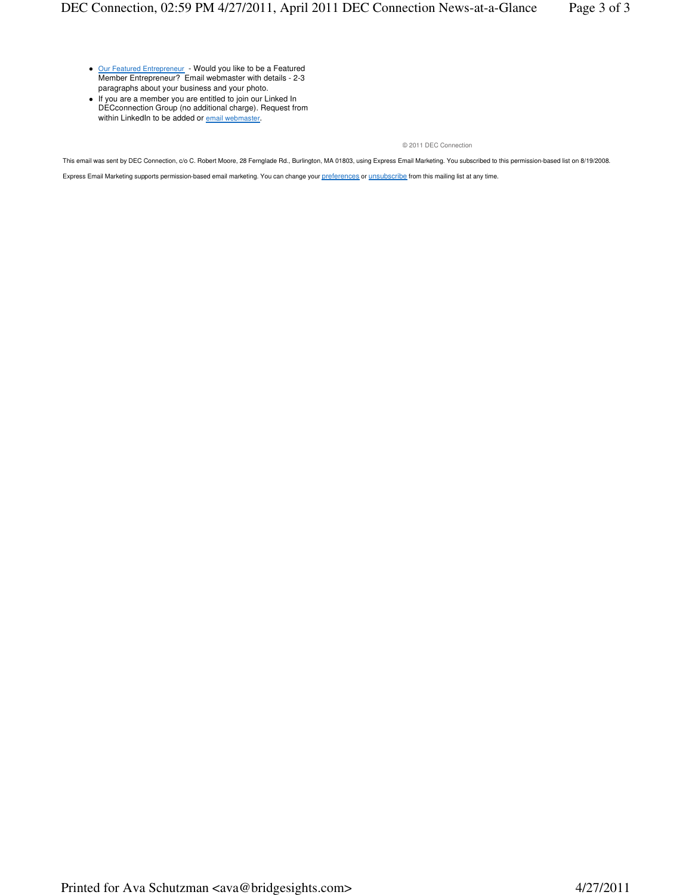- Our Featured Entrepreneur - Would you like to be a Featured Member Entrepreneur? Email webmaster with details - 2-3 paragraphs about your business and your photo.
- If you are a member you are entitled to join our Linked In DECconnection Group (no additional charge). Request from within LinkedIn to be added or email webmaster.

© 2011 DEC Connection

This email was sent by DEC Connection, c/o C. Robert Moore, 28 Fernglade Rd., Burlington, MA 01803, using Express Email Marketing. You subscribed to this permission-based list on 8/19/2008.

Express Email Marketing supports permission-based email marketing. You can change your preferences or unsubscribe from this mailing list at any time.